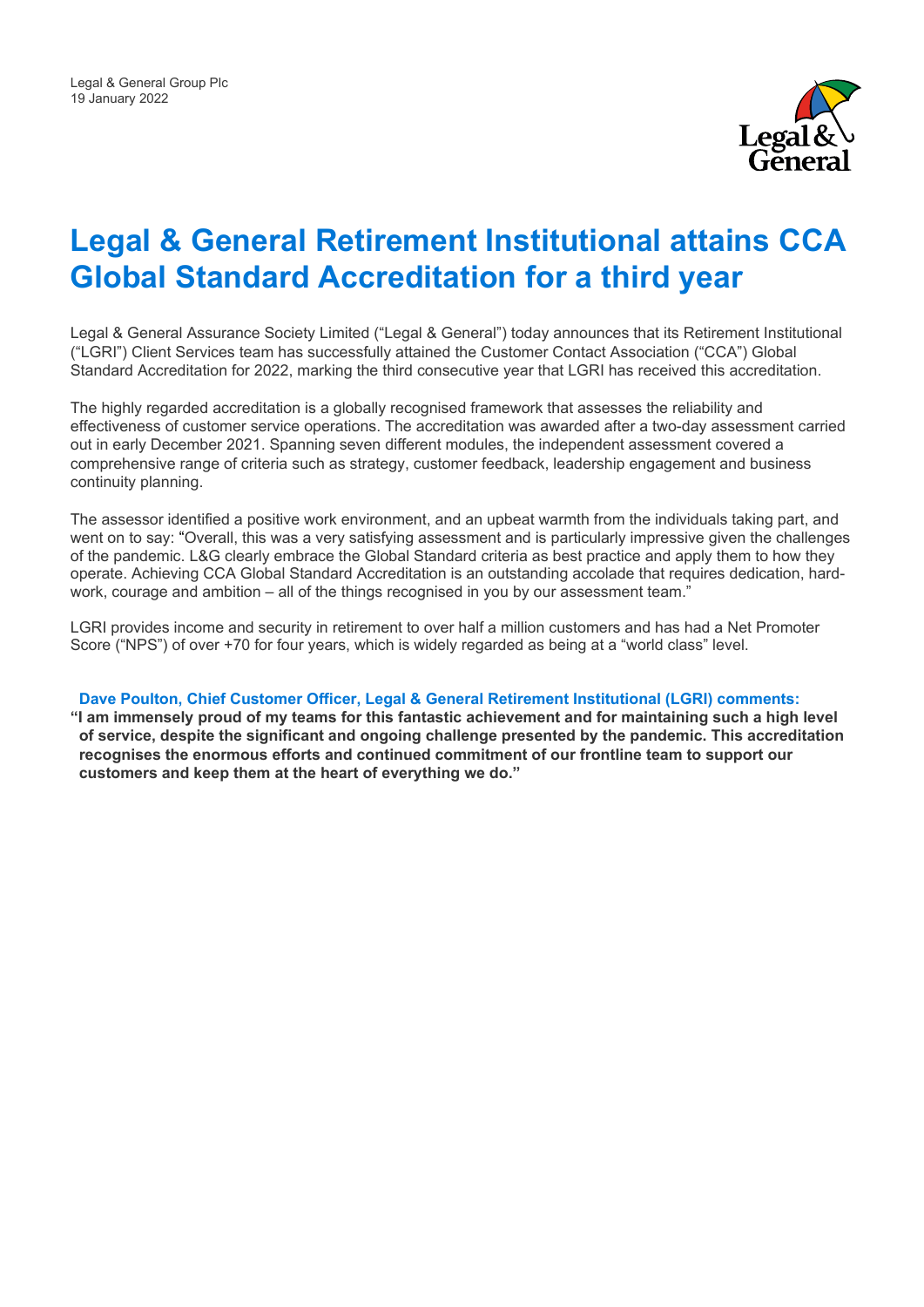Legal & General Group Plc
19 January 2022

# Legal & General Retirement Institutional attains CCA Global Standard Accreditation for a third year

Legal & General Assurance Society Limited ("Legal & General") today announces that its Retirement Institutional ("LGRI") Client Services team has successfully attained the Customer Contact Association ("CCA") Global Standard Accreditation for 2022, marking the third consecutive year that LGRI has received this accreditation.

The highly regarded accreditation is a globally recognised framework that assesses the reliability and effectiveness of customer service operations. The accreditation was awarded after a two-day assessment carried out in early December 2021. Spanning seven different modules, the independent assessment covered a comprehensive range of criteria such as strategy, customer feedback, leadership engagement and business continuity planning.

The assessor identified a positive work environment, and an upbeat warmth from the individuals taking part, and went on to say: "Overall, this was a very satisfying assessment and is particularly impressive given the challenges of the pandemic. L&G clearly embrace the Global Standard criteria as best practice and apply them to how they operate. Achieving CCA Global Standard Accreditation is an outstanding accolade that requires dedication, hard-work, courage and ambition – all of the things recognised in you by our assessment team."

LGRI provides income and security in retirement to over half a million customers and has had a Net Promoter Score ("NPS") of over +70 for four years, which is widely regarded as being at a "world class" level.

**Dave Poulton, Chief Customer Officer, Legal & General Retirement Institutional (LGRI) comments:**

**"I am immensely proud of my teams for this fantastic achievement and for maintaining such a high level of service, despite the significant and ongoing challenge presented by the pandemic. This accreditation recognises the enormous efforts and continued commitment of our frontline team to support our customers and keep them at the heart of everything we do."**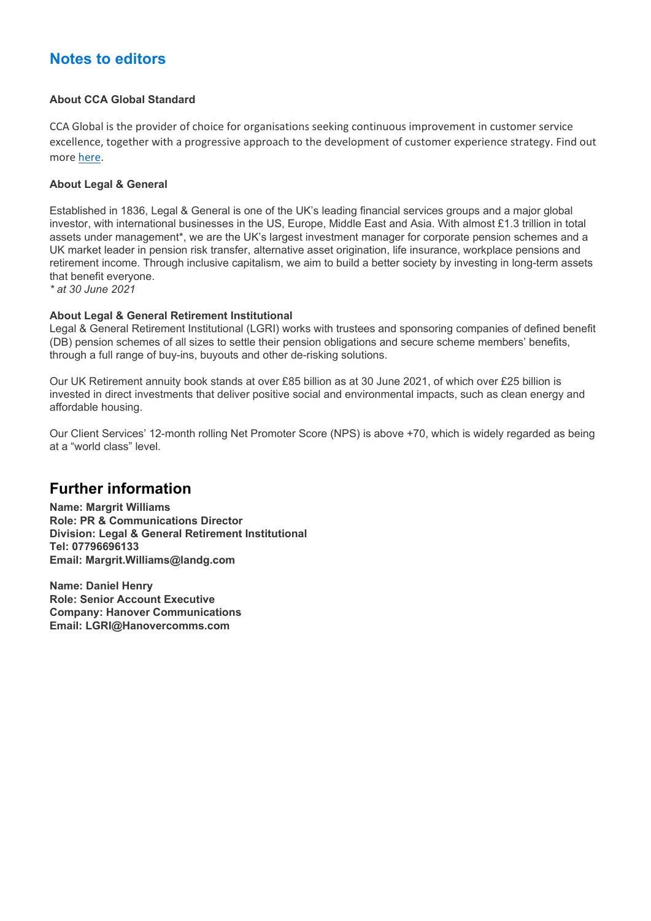## Notes to editors

**About CCA Global Standard**

CCA Global is the provider of choice for organisations seeking continuous improvement in customer service excellence, together with a progressive approach to the development of customer experience strategy. Find out more here.

**About Legal & General**

Established in 1836, Legal & General is one of the UK's leading financial services groups and a major global investor, with international businesses in the US, Europe, Middle East and Asia. With almost £1.3 trillion in total assets under management*, we are the UK's largest investment manager for corporate pension schemes and a UK market leader in pension risk transfer, alternative asset origination, life insurance, workplace pensions and retirement income. Through inclusive capitalism, we aim to build a better society by investing in long-term assets that benefit everyone.
*\* at 30 June 2021*

**About Legal & General Retirement Institutional**
Legal & General Retirement Institutional (LGRI) works with trustees and sponsoring companies of defined benefit (DB) pension schemes of all sizes to settle their pension obligations and secure scheme members' benefits, through a full range of buy-ins, buyouts and other de-risking solutions.

Our UK Retirement annuity book stands at over £85 billion as at 30 June 2021, of which over £25 billion is invested in direct investments that deliver positive social and environmental impacts, such as clean energy and affordable housing.

Our Client Services' 12-month rolling Net Promoter Score (NPS) is above +70, which is widely regarded as being at a "world class" level.

## Further information

**Name: Margrit Williams**
**Role: PR & Communications Director**
**Division: Legal & General Retirement Institutional**
**Tel: 07796696133**
**Email: Margrit.Williams@landg.com**

**Name: Daniel Henry**
**Role: Senior Account Executive**
**Company: Hanover Communications**
**Email: LGRI@Hanovercomms.com**